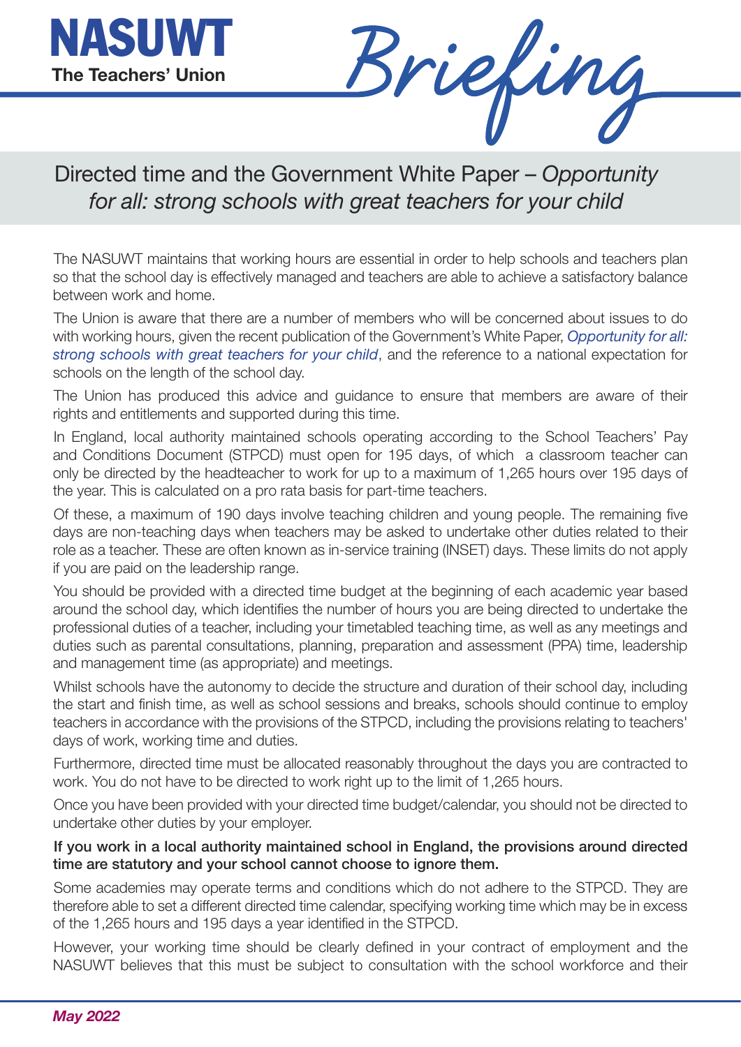NASUWT
The Teachers' Union

Briefing

# Directed time and the Government White Paper – *Opportunity for all: strong schools with great teachers for your child*

The NASUWT maintains that working hours are essential in order to help schools and teachers plan so that the school day is effectively managed and teachers are able to achieve a satisfactory balance between work and home.

The Union is aware that there are a number of members who will be concerned about issues to do with working hours, given the recent publication of the Government's White Paper, *Opportunity for all: strong schools with great teachers for your child*, and the reference to a national expectation for schools on the length of the school day.

The Union has produced this advice and guidance to ensure that members are aware of their rights and entitlements and supported during this time.

In England, local authority maintained schools operating according to the School Teachers' Pay and Conditions Document (STPCD) must open for 195 days, of which a classroom teacher can only be directed by the headteacher to work for up to a maximum of 1,265 hours over 195 days of the year. This is calculated on a pro rata basis for part-time teachers.

Of these, a maximum of 190 days involve teaching children and young people. The remaining five days are non-teaching days when teachers may be asked to undertake other duties related to their role as a teacher. These are often known as in-service training (INSET) days. These limits do not apply if you are paid on the leadership range.

You should be provided with a directed time budget at the beginning of each academic year based around the school day, which identifies the number of hours you are being directed to undertake the professional duties of a teacher, including your timetabled teaching time, as well as any meetings and duties such as parental consultations, planning, preparation and assessment (PPA) time, leadership and management time (as appropriate) and meetings.

Whilst schools have the autonomy to decide the structure and duration of their school day, including the start and finish time, as well as school sessions and breaks, schools should continue to employ teachers in accordance with the provisions of the STPCD, including the provisions relating to teachers' days of work, working time and duties.

Furthermore, directed time must be allocated reasonably throughout the days you are contracted to work. You do not have to be directed to work right up to the limit of 1,265 hours.

Once you have been provided with your directed time budget/calendar, you should not be directed to undertake other duties by your employer.

**If you work in a local authority maintained school in England, the provisions around directed time are statutory and your school cannot choose to ignore them.**

Some academies may operate terms and conditions which do not adhere to the STPCD. They are therefore able to set a different directed time calendar, specifying working time which may be in excess of the 1,265 hours and 195 days a year identified in the STPCD.

However, your working time should be clearly defined in your contract of employment and the NASUWT believes that this must be subject to consultation with the school workforce and their

*May 2022*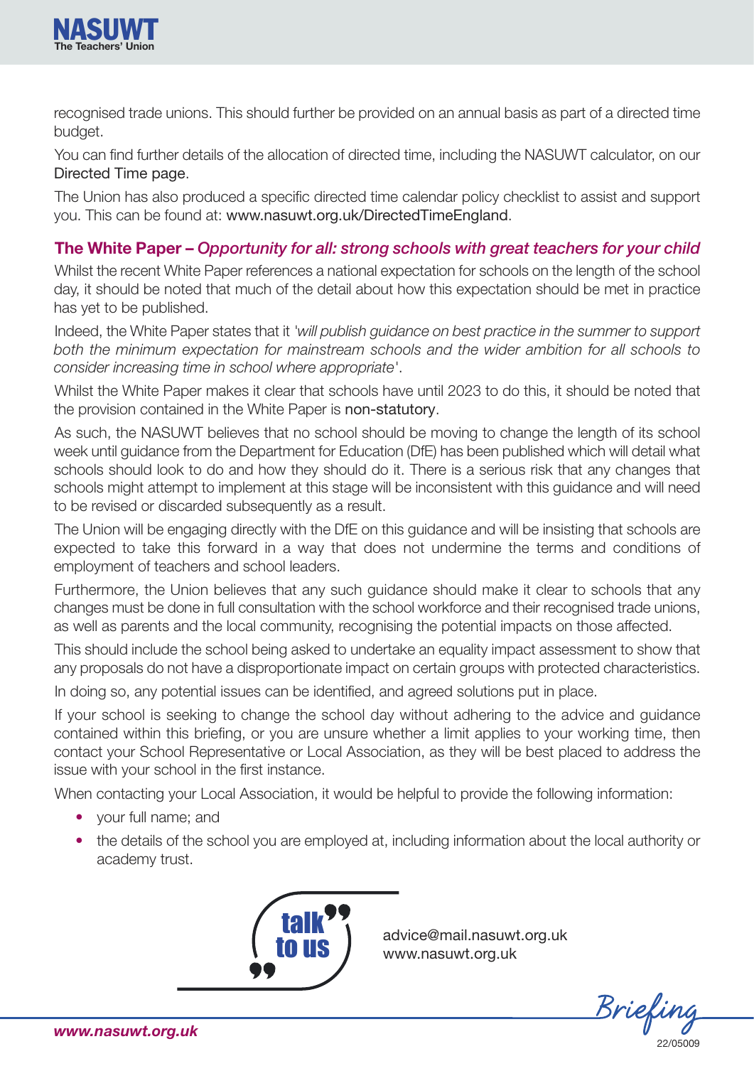recognised trade unions. This should further be provided on an annual basis as part of a directed time budget.

You can find further details of the allocation of directed time, including the NASUWT calculator, on our Directed Time page.

The Union has also produced a specific directed time calendar policy checklist to assist and support you. This can be found at: www.nasuwt.org.uk/DirectedTimeEngland.

## The White Paper – *Opportunity for all: strong schools with great teachers for your child*

Whilst the recent White Paper references a national expectation for schools on the length of the school day, it should be noted that much of the detail about how this expectation should be met in practice has yet to be published.

Indeed, the White Paper states that it *'will publish guidance on best practice in the summer to support both the minimum expectation for mainstream schools and the wider ambition for all schools to consider increasing time in school where appropriate'*.

Whilst the White Paper makes it clear that schools have until 2023 to do this, it should be noted that the provision contained in the White Paper is non-statutory.

As such, the NASUWT believes that no school should be moving to change the length of its school week until guidance from the Department for Education (DfE) has been published which will detail what schools should look to do and how they should do it. There is a serious risk that any changes that schools might attempt to implement at this stage will be inconsistent with this guidance and will need to be revised or discarded subsequently as a result.

The Union will be engaging directly with the DfE on this guidance and will be insisting that schools are expected to take this forward in a way that does not undermine the terms and conditions of employment of teachers and school leaders.

Furthermore, the Union believes that any such guidance should make it clear to schools that any changes must be done in full consultation with the school workforce and their recognised trade unions, as well as parents and the local community, recognising the potential impacts on those affected.

This should include the school being asked to undertake an equality impact assessment to show that any proposals do not have a disproportionate impact on certain groups with protected characteristics.

In doing so, any potential issues can be identified, and agreed solutions put in place.

If your school is seeking to change the school day without adhering to the advice and guidance contained within this briefing, or you are unsure whether a limit applies to your working time, then contact your School Representative or Local Association, as they will be best placed to address the issue with your school in the first instance.

When contacting your Local Association, it would be helpful to provide the following information:

- your full name; and
- the details of the school you are employed at, including information about the local authority or academy trust.

talk to us

advice@mail.nasuwt.org.uk
www.nasuwt.org.uk

Briefing
22/05009